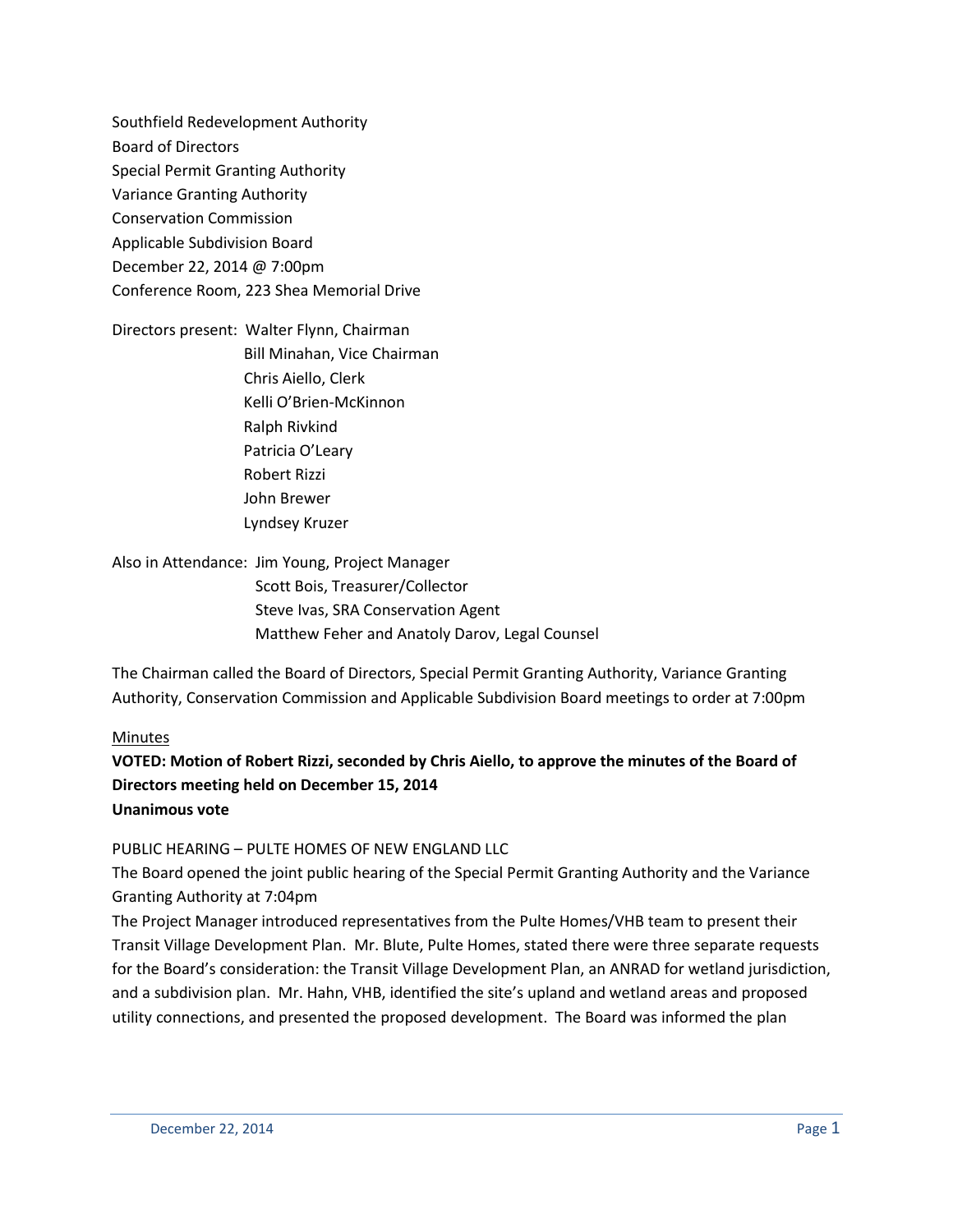Southfield Redevelopment Authority
Board of Directors
Special Permit Granting Authority
Variance Granting Authority
Conservation Commission
Applicable Subdivision Board
December 22, 2014 @ 7:00pm
Conference Room, 223 Shea Memorial Drive

Directors present: Walter Flynn, Chairman
Bill Minahan, Vice Chairman
Chris Aiello, Clerk
Kelli O'Brien-McKinnon
Ralph Rivkind
Patricia O'Leary
Robert Rizzi
John Brewer
Lyndsey Kruzer

Also in Attendance: Jim Young, Project Manager
Scott Bois, Treasurer/Collector
Steve Ivas, SRA Conservation Agent
Matthew Feher and Anatoly Darov, Legal Counsel

The Chairman called the Board of Directors, Special Permit Granting Authority, Variance Granting Authority, Conservation Commission and Applicable Subdivision Board meetings to order at 7:00pm

Minutes

**VOTED: Motion of Robert Rizzi, seconded by Chris Aiello, to approve the minutes of the Board of Directors meeting held on December 15, 2014**
**Unanimous vote**

PUBLIC HEARING – PULTE HOMES OF NEW ENGLAND LLC

The Board opened the joint public hearing of the Special Permit Granting Authority and the Variance Granting Authority at 7:04pm

The Project Manager introduced representatives from the Pulte Homes/VHB team to present their Transit Village Development Plan. Mr. Blute, Pulte Homes, stated there were three separate requests for the Board's consideration: the Transit Village Development Plan, an ANRAD for wetland jurisdiction, and a subdivision plan. Mr. Hahn, VHB, identified the site's upland and wetland areas and proposed utility connections, and presented the proposed development. The Board was informed the plan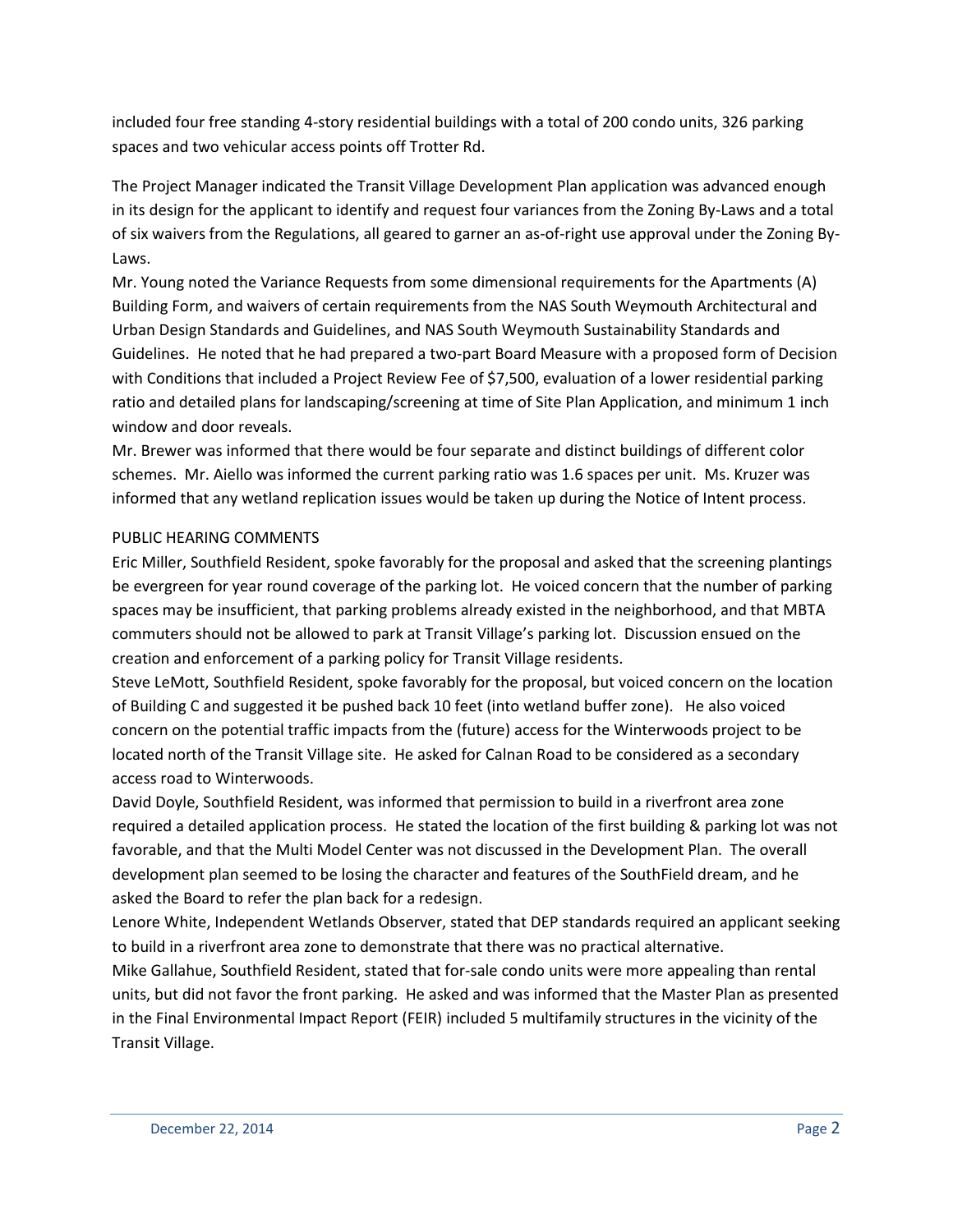included four free standing 4-story residential buildings with a total of 200 condo units, 326 parking spaces and two vehicular access points off Trotter Rd.

The Project Manager indicated the Transit Village Development Plan application was advanced enough in its design for the applicant to identify and request four variances from the Zoning By-Laws and a total of six waivers from the Regulations, all geared to garner an as-of-right use approval under the Zoning By-Laws.

Mr. Young noted the Variance Requests from some dimensional requirements for the Apartments (A) Building Form, and waivers of certain requirements from the NAS South Weymouth Architectural and Urban Design Standards and Guidelines, and NAS South Weymouth Sustainability Standards and Guidelines. He noted that he had prepared a two-part Board Measure with a proposed form of Decision with Conditions that included a Project Review Fee of $7,500, evaluation of a lower residential parking ratio and detailed plans for landscaping/screening at time of Site Plan Application, and minimum 1 inch window and door reveals.

Mr. Brewer was informed that there would be four separate and distinct buildings of different color schemes. Mr. Aiello was informed the current parking ratio was 1.6 spaces per unit. Ms. Kruzer was informed that any wetland replication issues would be taken up during the Notice of Intent process.

PUBLIC HEARING COMMENTS

Eric Miller, Southfield Resident, spoke favorably for the proposal and asked that the screening plantings be evergreen for year round coverage of the parking lot. He voiced concern that the number of parking spaces may be insufficient, that parking problems already existed in the neighborhood, and that MBTA commuters should not be allowed to park at Transit Village's parking lot. Discussion ensued on the creation and enforcement of a parking policy for Transit Village residents.

Steve LeMott, Southfield Resident, spoke favorably for the proposal, but voiced concern on the location of Building C and suggested it be pushed back 10 feet (into wetland buffer zone). He also voiced concern on the potential traffic impacts from the (future) access for the Winterwoods project to be located north of the Transit Village site. He asked for Calnan Road to be considered as a secondary access road to Winterwoods.

David Doyle, Southfield Resident, was informed that permission to build in a riverfront area zone required a detailed application process. He stated the location of the first building & parking lot was not favorable, and that the Multi Model Center was not discussed in the Development Plan. The overall development plan seemed to be losing the character and features of the SouthField dream, and he asked the Board to refer the plan back for a redesign.

Lenore White, Independent Wetlands Observer, stated that DEP standards required an applicant seeking to build in a riverfront area zone to demonstrate that there was no practical alternative.

Mike Gallahue, Southfield Resident, stated that for-sale condo units were more appealing than rental units, but did not favor the front parking. He asked and was informed that the Master Plan as presented in the Final Environmental Impact Report (FEIR) included 5 multifamily structures in the vicinity of the Transit Village.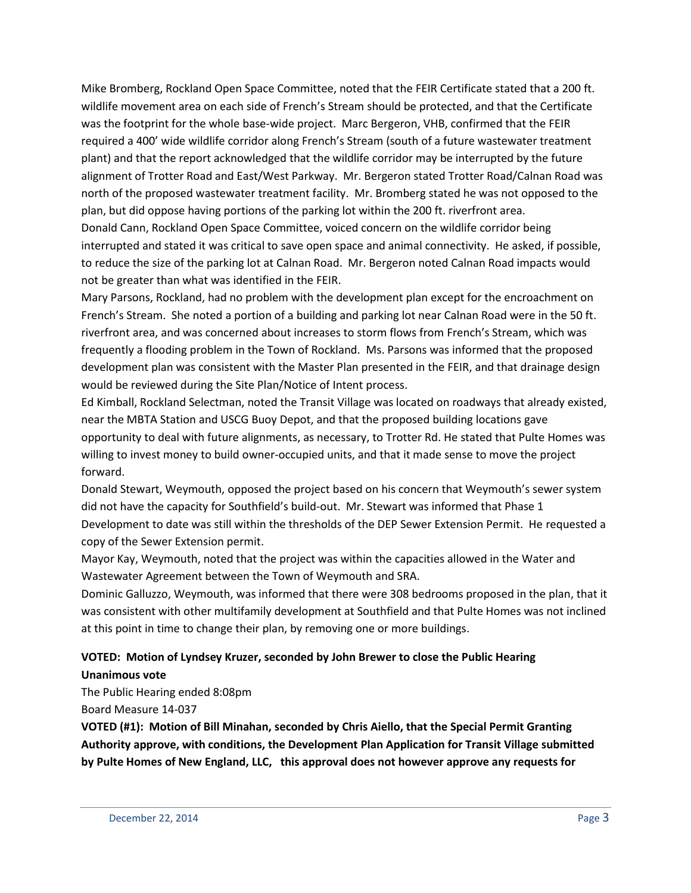Mike Bromberg, Rockland Open Space Committee, noted that the FEIR Certificate stated that a 200 ft. wildlife movement area on each side of French's Stream should be protected, and that the Certificate was the footprint for the whole base-wide project. Marc Bergeron, VHB, confirmed that the FEIR required a 400' wide wildlife corridor along French's Stream (south of a future wastewater treatment plant) and that the report acknowledged that the wildlife corridor may be interrupted by the future alignment of Trotter Road and East/West Parkway. Mr. Bergeron stated Trotter Road/Calnan Road was north of the proposed wastewater treatment facility. Mr. Bromberg stated he was not opposed to the plan, but did oppose having portions of the parking lot within the 200 ft. riverfront area.

Donald Cann, Rockland Open Space Committee, voiced concern on the wildlife corridor being interrupted and stated it was critical to save open space and animal connectivity. He asked, if possible, to reduce the size of the parking lot at Calnan Road. Mr. Bergeron noted Calnan Road impacts would not be greater than what was identified in the FEIR.

Mary Parsons, Rockland, had no problem with the development plan except for the encroachment on French's Stream. She noted a portion of a building and parking lot near Calnan Road were in the 50 ft. riverfront area, and was concerned about increases to storm flows from French's Stream, which was frequently a flooding problem in the Town of Rockland. Ms. Parsons was informed that the proposed development plan was consistent with the Master Plan presented in the FEIR, and that drainage design would be reviewed during the Site Plan/Notice of Intent process.

Ed Kimball, Rockland Selectman, noted the Transit Village was located on roadways that already existed, near the MBTA Station and USCG Buoy Depot, and that the proposed building locations gave opportunity to deal with future alignments, as necessary, to Trotter Rd. He stated that Pulte Homes was willing to invest money to build owner-occupied units, and that it made sense to move the project forward.

Donald Stewart, Weymouth, opposed the project based on his concern that Weymouth's sewer system did not have the capacity for Southfield's build-out. Mr. Stewart was informed that Phase 1 Development to date was still within the thresholds of the DEP Sewer Extension Permit. He requested a copy of the Sewer Extension permit.

Mayor Kay, Weymouth, noted that the project was within the capacities allowed in the Water and Wastewater Agreement between the Town of Weymouth and SRA.

Dominic Galluzzo, Weymouth, was informed that there were 308 bedrooms proposed in the plan, that it was consistent with other multifamily development at Southfield and that Pulte Homes was not inclined at this point in time to change their plan, by removing one or more buildings.

**VOTED: Motion of Lyndsey Kruzer, seconded by John Brewer to close the Public Hearing**
**Unanimous vote**

The Public Hearing ended 8:08pm

Board Measure 14-037

**VOTED (#1): Motion of Bill Minahan, seconded by Chris Aiello, that the Special Permit Granting Authority approve, with conditions, the Development Plan Application for Transit Village submitted by Pulte Homes of New England, LLC, this approval does not however approve any requests for**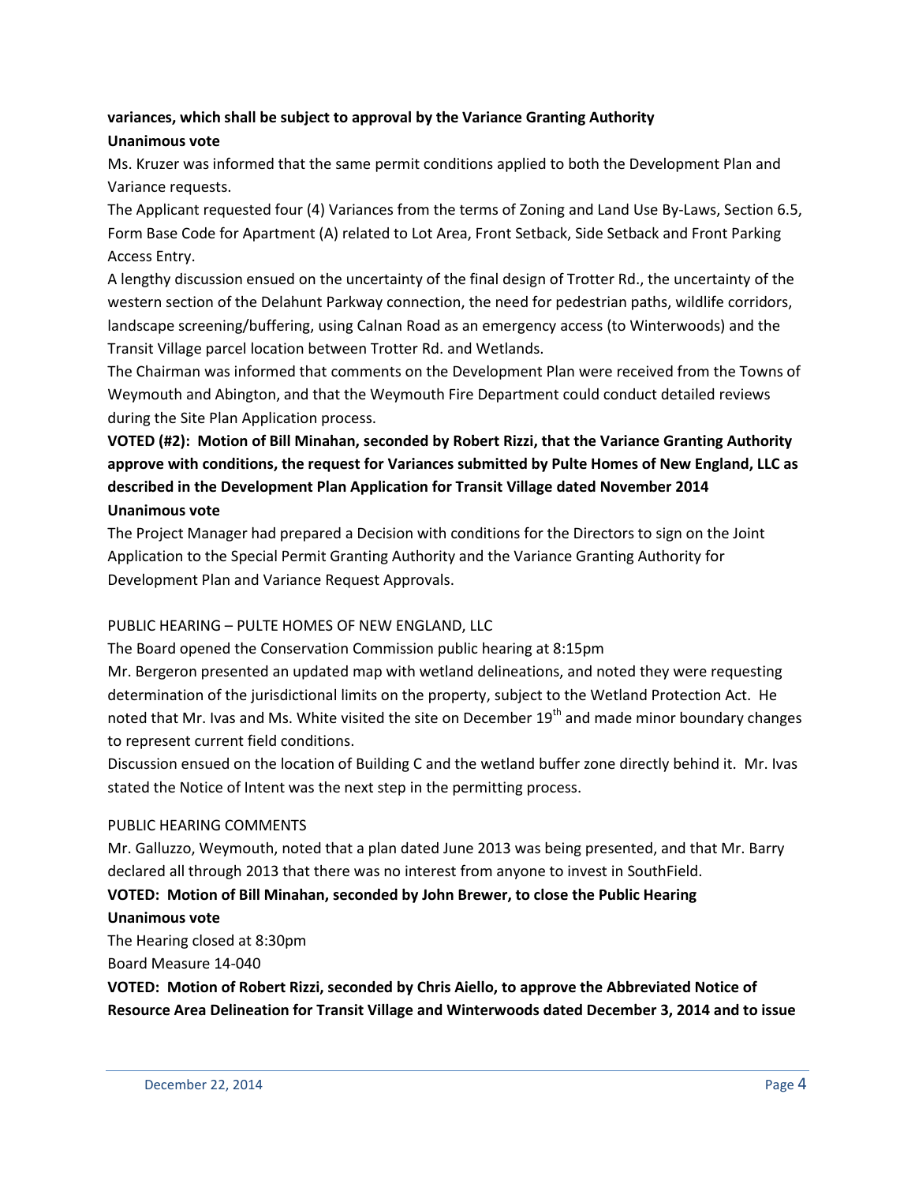**variances, which shall be subject to approval by the Variance Granting Authority**
**Unanimous vote**

Ms. Kruzer was informed that the same permit conditions applied to both the Development Plan and Variance requests.

The Applicant requested four (4) Variances from the terms of Zoning and Land Use By-Laws, Section 6.5, Form Base Code for Apartment (A) related to Lot Area, Front Setback, Side Setback and Front Parking Access Entry.

A lengthy discussion ensued on the uncertainty of the final design of Trotter Rd., the uncertainty of the western section of the Delahunt Parkway connection, the need for pedestrian paths, wildlife corridors, landscape screening/buffering, using Calnan Road as an emergency access (to Winterwoods) and the Transit Village parcel location between Trotter Rd. and Wetlands.

The Chairman was informed that comments on the Development Plan were received from the Towns of Weymouth and Abington, and that the Weymouth Fire Department could conduct detailed reviews during the Site Plan Application process.

**VOTED (#2): Motion of Bill Minahan, seconded by Robert Rizzi, that the Variance Granting Authority approve with conditions, the request for Variances submitted by Pulte Homes of New England, LLC as described in the Development Plan Application for Transit Village dated November 2014**
**Unanimous vote**

The Project Manager had prepared a Decision with conditions for the Directors to sign on the Joint Application to the Special Permit Granting Authority and the Variance Granting Authority for Development Plan and Variance Request Approvals.

PUBLIC HEARING – PULTE HOMES OF NEW ENGLAND, LLC

The Board opened the Conservation Commission public hearing at 8:15pm

Mr. Bergeron presented an updated map with wetland delineations, and noted they were requesting determination of the jurisdictional limits on the property, subject to the Wetland Protection Act. He noted that Mr. Ivas and Ms. White visited the site on December 19th and made minor boundary changes to represent current field conditions.

Discussion ensued on the location of Building C and the wetland buffer zone directly behind it. Mr. Ivas stated the Notice of Intent was the next step in the permitting process.

PUBLIC HEARING COMMENTS

Mr. Galluzzo, Weymouth, noted that a plan dated June 2013 was being presented, and that Mr. Barry declared all through 2013 that there was no interest from anyone to invest in SouthField.

**VOTED: Motion of Bill Minahan, seconded by John Brewer, to close the Public Hearing**
**Unanimous vote**

The Hearing closed at 8:30pm

Board Measure 14-040

**VOTED: Motion of Robert Rizzi, seconded by Chris Aiello, to approve the Abbreviated Notice of Resource Area Delineation for Transit Village and Winterwoods dated December 3, 2014 and to issue**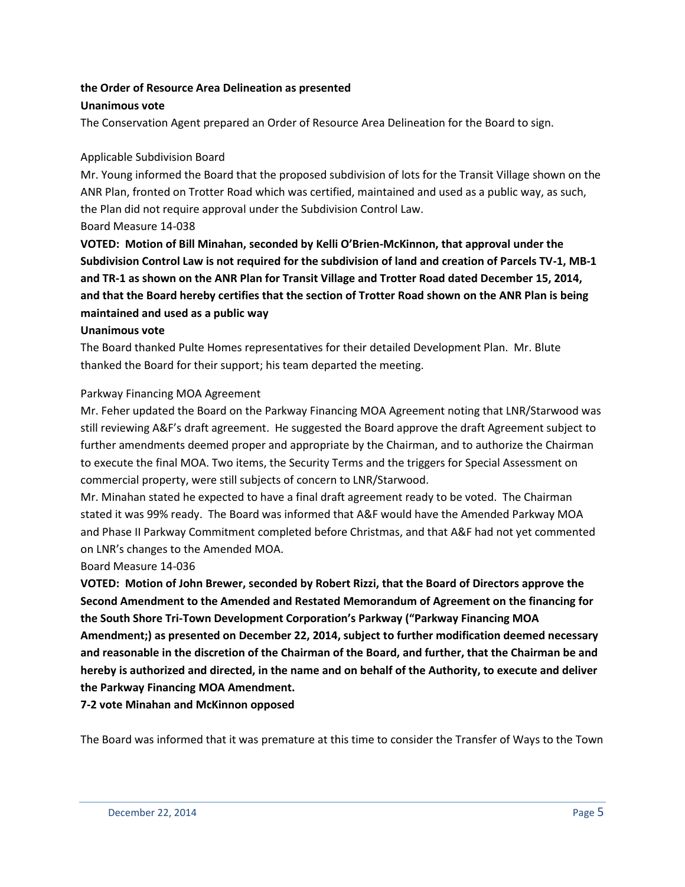**the Order of Resource Area Delineation as presented**

**Unanimous vote**

The Conservation Agent prepared an Order of Resource Area Delineation for the Board to sign.

Applicable Subdivision Board

Mr. Young informed the Board that the proposed subdivision of lots for the Transit Village shown on the ANR Plan, fronted on Trotter Road which was certified, maintained and used as a public way, as such, the Plan did not require approval under the Subdivision Control Law.

Board Measure 14-038

**VOTED: Motion of Bill Minahan, seconded by Kelli O'Brien-McKinnon, that approval under the Subdivision Control Law is not required for the subdivision of land and creation of Parcels TV-1, MB-1 and TR-1 as shown on the ANR Plan for Transit Village and Trotter Road dated December 15, 2014, and that the Board hereby certifies that the section of Trotter Road shown on the ANR Plan is being maintained and used as a public way**

**Unanimous vote**

The Board thanked Pulte Homes representatives for their detailed Development Plan. Mr. Blute thanked the Board for their support; his team departed the meeting.

Parkway Financing MOA Agreement

Mr. Feher updated the Board on the Parkway Financing MOA Agreement noting that LNR/Starwood was still reviewing A&F's draft agreement. He suggested the Board approve the draft Agreement subject to further amendments deemed proper and appropriate by the Chairman, and to authorize the Chairman to execute the final MOA. Two items, the Security Terms and the triggers for Special Assessment on commercial property, were still subjects of concern to LNR/Starwood.

Mr. Minahan stated he expected to have a final draft agreement ready to be voted. The Chairman stated it was 99% ready. The Board was informed that A&F would have the Amended Parkway MOA and Phase II Parkway Commitment completed before Christmas, and that A&F had not yet commented on LNR's changes to the Amended MOA.

Board Measure 14-036

**VOTED: Motion of John Brewer, seconded by Robert Rizzi, that the Board of Directors approve the Second Amendment to the Amended and Restated Memorandum of Agreement on the financing for the South Shore Tri-Town Development Corporation's Parkway ("Parkway Financing MOA Amendment;) as presented on December 22, 2014, subject to further modification deemed necessary and reasonable in the discretion of the Chairman of the Board, and further, that the Chairman be and hereby is authorized and directed, in the name and on behalf of the Authority, to execute and deliver the Parkway Financing MOA Amendment.**

**7-2 vote Minahan and McKinnon opposed**

The Board was informed that it was premature at this time to consider the Transfer of Ways to the Town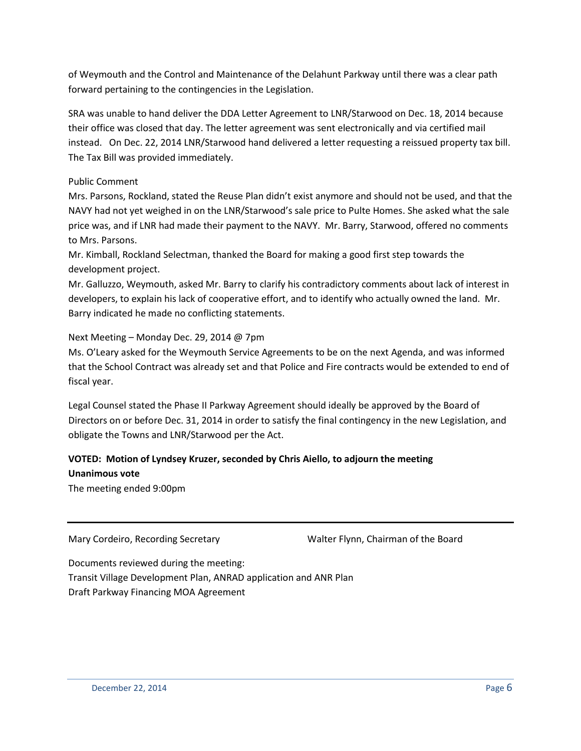of Weymouth and the Control and Maintenance of the Delahunt Parkway until there was a clear path forward pertaining to the contingencies in the Legislation.

SRA was unable to hand deliver the DDA Letter Agreement to LNR/Starwood on Dec. 18, 2014 because their office was closed that day. The letter agreement was sent electronically and via certified mail instead. On Dec. 22, 2014 LNR/Starwood hand delivered a letter requesting a reissued property tax bill. The Tax Bill was provided immediately.

Public Comment

Mrs. Parsons, Rockland, stated the Reuse Plan didn't exist anymore and should not be used, and that the NAVY had not yet weighed in on the LNR/Starwood's sale price to Pulte Homes. She asked what the sale price was, and if LNR had made their payment to the NAVY. Mr. Barry, Starwood, offered no comments to Mrs. Parsons.

Mr. Kimball, Rockland Selectman, thanked the Board for making a good first step towards the development project.

Mr. Galluzzo, Weymouth, asked Mr. Barry to clarify his contradictory comments about lack of interest in developers, to explain his lack of cooperative effort, and to identify who actually owned the land. Mr. Barry indicated he made no conflicting statements.

Next Meeting – Monday Dec. 29, 2014 @ 7pm

Ms. O'Leary asked for the Weymouth Service Agreements to be on the next Agenda, and was informed that the School Contract was already set and that Police and Fire contracts would be extended to end of fiscal year.

Legal Counsel stated the Phase II Parkway Agreement should ideally be approved by the Board of Directors on or before Dec. 31, 2014 in order to satisfy the final contingency in the new Legislation, and obligate the Towns and LNR/Starwood per the Act.

**VOTED: Motion of Lyndsey Kruzer, seconded by Chris Aiello, to adjourn the meeting**
**Unanimous vote**
The meeting ended 9:00pm

---

Mary Cordeiro, Recording Secretary                    Walter Flynn, Chairman of the Board

Documents reviewed during the meeting:
Transit Village Development Plan, ANRAD application and ANR Plan
Draft Parkway Financing MOA Agreement